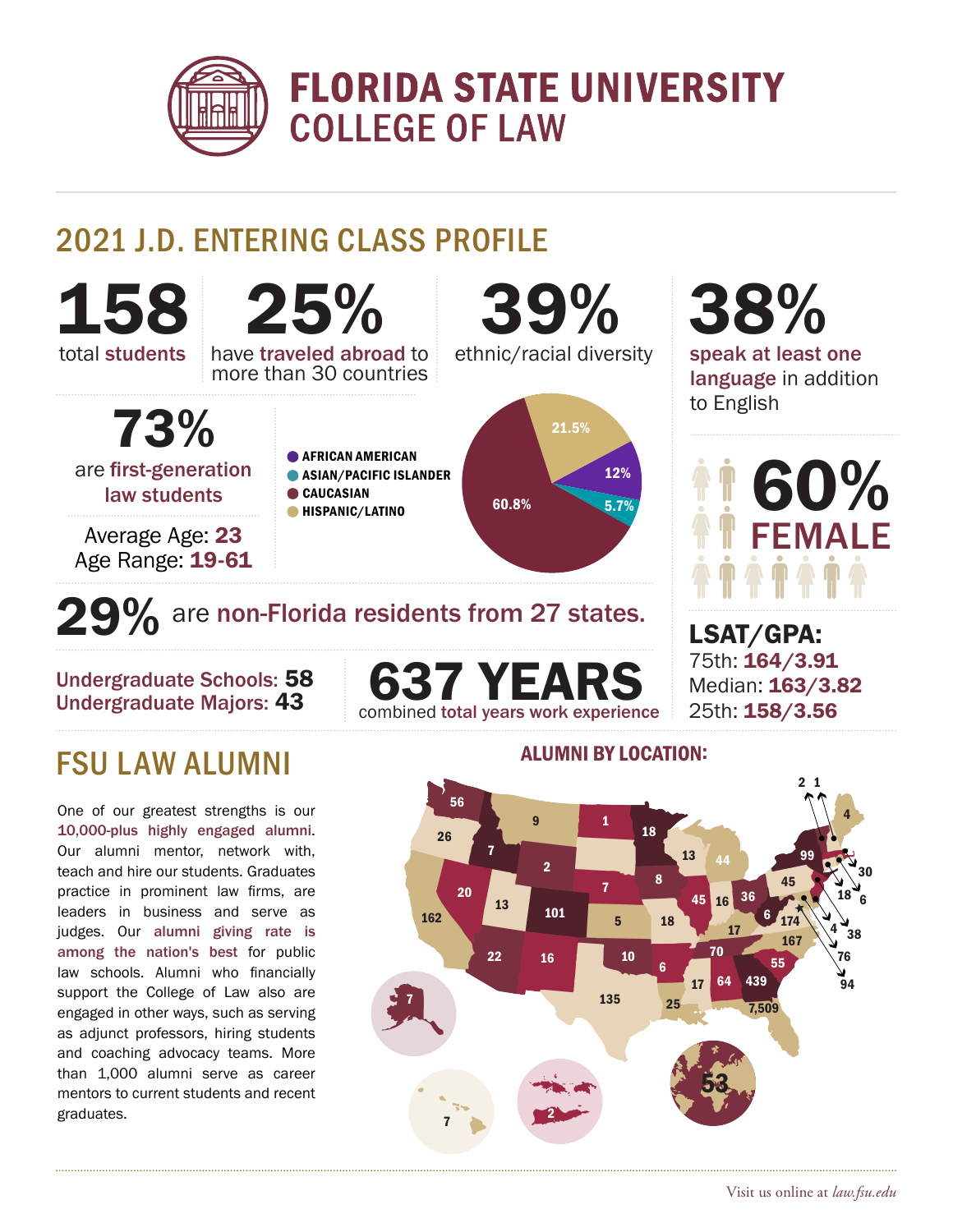# FLORIDA STATE UNIVERSITY COLLEGE OF LAW

## 2021 J.D. ENTERING CLASS PROFILE

**158** total students

**25%** have traveled abroad to more than 30 countries

**39%** ethnic/racial diversity

**38%** speak at least one language in addition to English

**73%** are first-generation law students

Average Age: **23**
Age Range: **19-61**

AFRICAN AMERICAN
ASIAN/PACIFIC ISLANDER
CAUCASIAN
HISPANIC/LATINO

21.5%
12%
5.7%
60.8%

**60% FEMALE**

**29%** are non-Florida residents from 27 states.

Undergraduate Schools: **58**
Undergraduate Majors: **43**

**637 YEARS** combined total years work experience

**LSAT/GPA:**
75th: **164/3.91**
Median: **163/3.82**
25th: **158/3.56**

## FSU LAW ALUMNI

One of our greatest strengths is our 10,000-plus highly engaged alumni. Our alumni mentor, network with, teach and hire our students. Graduates practice in prominent law firms, are leaders in business and serve as judges. Our alumni giving rate is among the nation's best for public law schools. Alumni who financially support the College of Law also are engaged in other ways, such as serving as adjunct professors, hiring students and coaching advocacy teams. More than 1,000 alumni serve as career mentors to current students and recent graduates.

### ALUMNI BY LOCATION:

56, 26, 7, 9, 1, 18, 13, 44, 99, 4, 2, 1, 30, 6, 18, 45, 36, 16, 45, 8, 2, 20, 162, 13, 101, 7, 5, 18, 17, 6, 174, 4, 38, 167, 76, 94, 22, 16, 10, 6, 70, 55, 17, 64, 439, 25, 135, 7,509, 7, 7, 2, 53

Visit us online at *law.fsu.edu*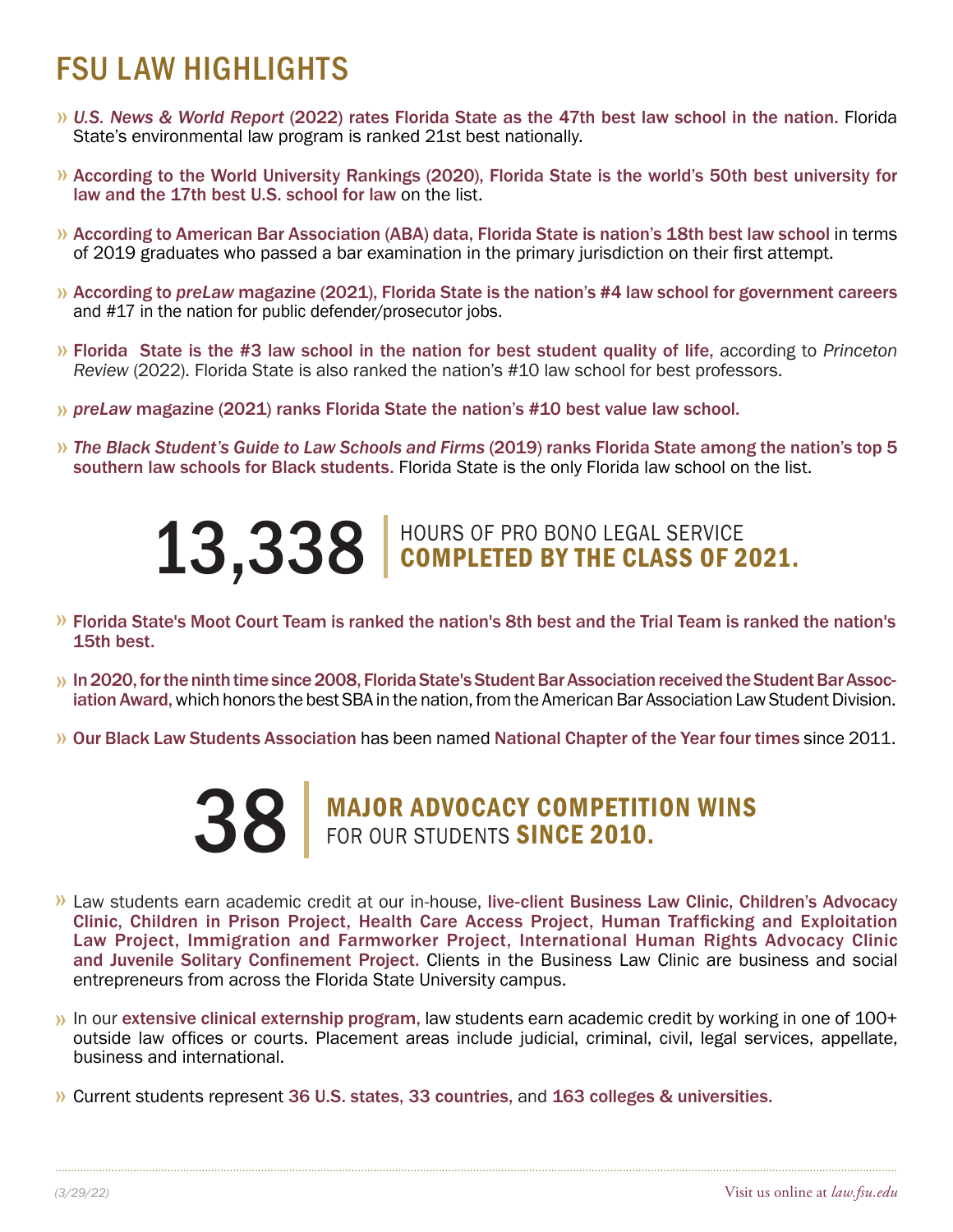# FSU LAW HIGHLIGHTS

- **_U.S. News & World Report_ (2022) rates Florida State as the 47th best law school in the nation.** Florida State's environmental law program is ranked 21st best nationally.
- **According to the World University Rankings (2020), Florida State is the world's 50th best university for law and the 17th best U.S. school for law** on the list.
- **According to American Bar Association (ABA) data, Florida State is nation's 18th best law school** in terms of 2019 graduates who passed a bar examination in the primary jurisdiction on their first attempt.
- **According to _preLaw_ magazine (2021), Florida State is the nation's #4 law school for government careers** and #17 in the nation for public defender/prosecutor jobs.
- **Florida State is the #3 law school in the nation for best student quality of life,** according to *Princeton Review* (2022). Florida State is also ranked the nation's #10 law school for best professors.
- **_preLaw_ magazine (2021) ranks Florida State the nation's #10 best value law school.**
- **_The Black Student's Guide to Law Schools and Firms_ (2019) ranks Florida State among the nation's top 5 southern law schools for Black students.** Florida State is the only Florida law school on the list.

**13,338** | HOURS OF PRO BONO LEGAL SERVICE **COMPLETED BY THE CLASS OF 2021.**

- **Florida State's Moot Court Team is ranked the nation's 8th best and the Trial Team is ranked the nation's 15th best.**
- **In 2020, for the ninth time since 2008, Florida State's Student Bar Association received the Student Bar Association Award,** which honors the best SBA in the nation, from the American Bar Association Law Student Division.
- **Our Black Law Students Association** has been named **National Chapter of the Year four times** since 2011.

**38** | **MAJOR ADVOCACY COMPETITION WINS** FOR OUR STUDENTS **SINCE 2010.**

- Law students earn academic credit at our in-house, **live-client Business Law Clinic, Children's Advocacy Clinic, Children in Prison Project, Health Care Access Project, Human Trafficking and Exploitation Law Project, Immigration and Farmworker Project, International Human Rights Advocacy Clinic and Juvenile Solitary Confinement Project.** Clients in the Business Law Clinic are business and social entrepreneurs from across the Florida State University campus.
- In our **extensive clinical externship program,** law students earn academic credit by working in one of 100+ outside law offices or courts. Placement areas include judicial, criminal, civil, legal services, appellate, business and international.
- Current students represent **36 U.S. states, 33 countries,** and **163 colleges & universities.**

*(3/29/22)* Visit us online at *law.fsu.edu*